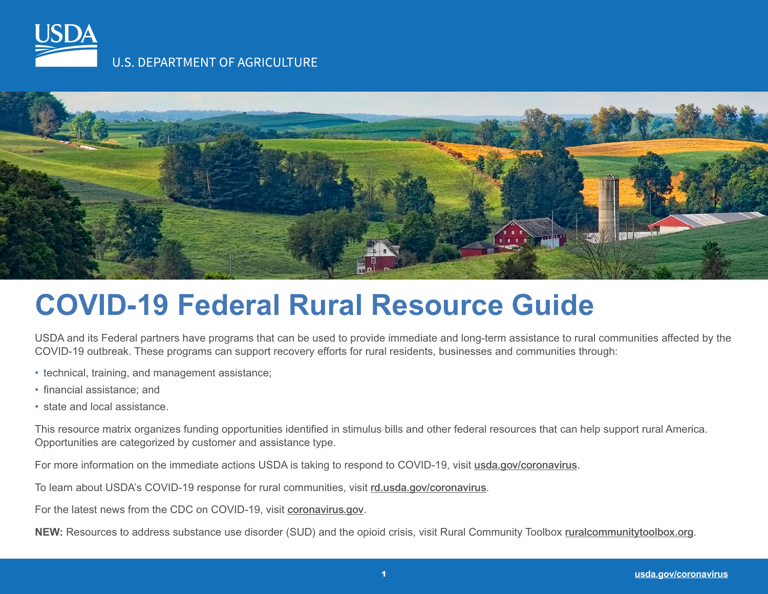U.S. DEPARTMENT OF AGRICULTURE

# COVID-19 Federal Rural Resource Guide

USDA and its Federal partners have programs that can be used to provide immediate and long-term assistance to rural communities affected by the COVID-19 outbreak. These programs can support recovery efforts for rural residents, businesses and communities through:

- technical, training, and management assistance;
- financial assistance; and
- state and local assistance.

This resource matrix organizes funding opportunities identified in stimulus bills and other federal resources that can help support rural America. Opportunities are categorized by customer and assistance type.

For more information on the immediate actions USDA is taking to respond to COVID-19, visit usda.gov/coronavirus.

To learn about USDA's COVID-19 response for rural communities, visit rd.usda.gov/coronavirus.

For the latest news from the CDC on COVID-19, visit coronavirus.gov.

**NEW:** Resources to address substance use disorder (SUD) and the opioid crisis, visit Rural Community Toolbox ruralcommunitytoolbox.org.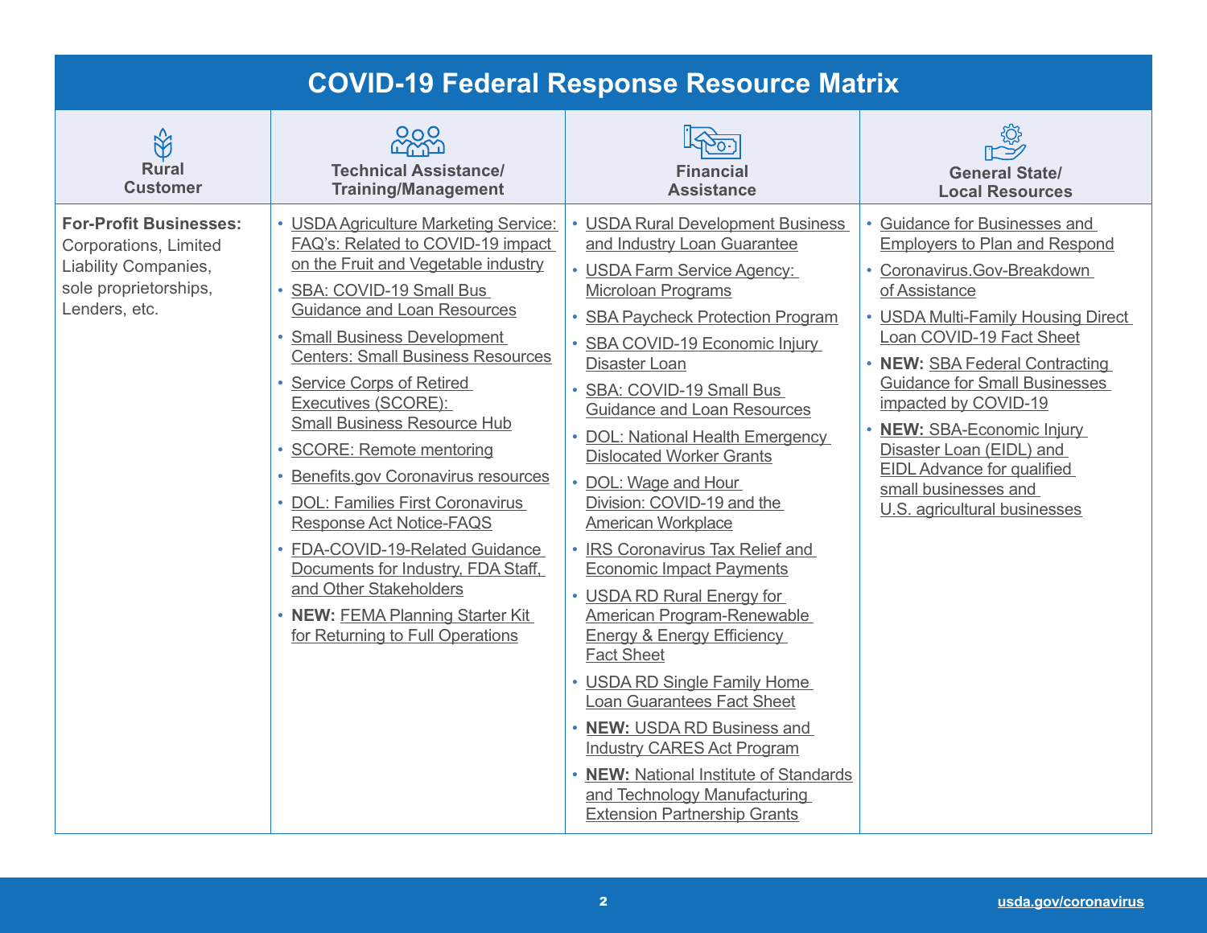# COVID-19 Federal Response Resource Matrix

| Rural Customer | Technical Assistance/ Training/Management | Financial Assistance | General State/ Local Resources |
|---|---|---|---|
| **For-Profit Businesses:** Corporations, Limited Liability Companies, sole proprietorships, Lenders, etc. | • USDA Agriculture Marketing Service: FAQ's: Related to COVID-19 impact on the Fruit and Vegetable industry<br>• SBA: COVID-19 Small Bus Guidance and Loan Resources<br>• Small Business Development Centers: Small Business Resources<br>• Service Corps of Retired Executives (SCORE): Small Business Resource Hub<br>• SCORE: Remote mentoring<br>• Benefits.gov Coronavirus resources<br>• DOL: Families First Coronavirus Response Act Notice-FAQS<br>• FDA-COVID-19-Related Guidance Documents for Industry, FDA Staff, and Other Stakeholders<br>• **NEW:** FEMA Planning Starter Kit for Returning to Full Operations | • USDA Rural Development Business and Industry Loan Guarantee<br>• USDA Farm Service Agency: Microloan Programs<br>• SBA Paycheck Protection Program<br>• SBA COVID-19 Economic Injury Disaster Loan<br>• SBA: COVID-19 Small Bus Guidance and Loan Resources<br>• DOL: National Health Emergency Dislocated Worker Grants<br>• DOL: Wage and Hour Division: COVID-19 and the American Workplace<br>• IRS Coronavirus Tax Relief and Economic Impact Payments<br>• USDA RD Rural Energy for American Program-Renewable Energy & Energy Efficiency Fact Sheet<br>• USDA RD Single Family Home Loan Guarantees Fact Sheet<br>• **NEW:** USDA RD Business and Industry CARES Act Program<br>• **NEW:** National Institute of Standards and Technology Manufacturing Extension Partnership Grants | • Guidance for Businesses and Employers to Plan and Respond<br>• Coronavirus.Gov-Breakdown of Assistance<br>• USDA Multi-Family Housing Direct Loan COVID-19 Fact Sheet<br>• **NEW:** SBA Federal Contracting Guidance for Small Businesses impacted by COVID-19<br>• **NEW:** SBA-Economic Injury Disaster Loan (EIDL) and EIDL Advance for qualified small businesses and U.S. agricultural businesses |

usda.gov/coronavirus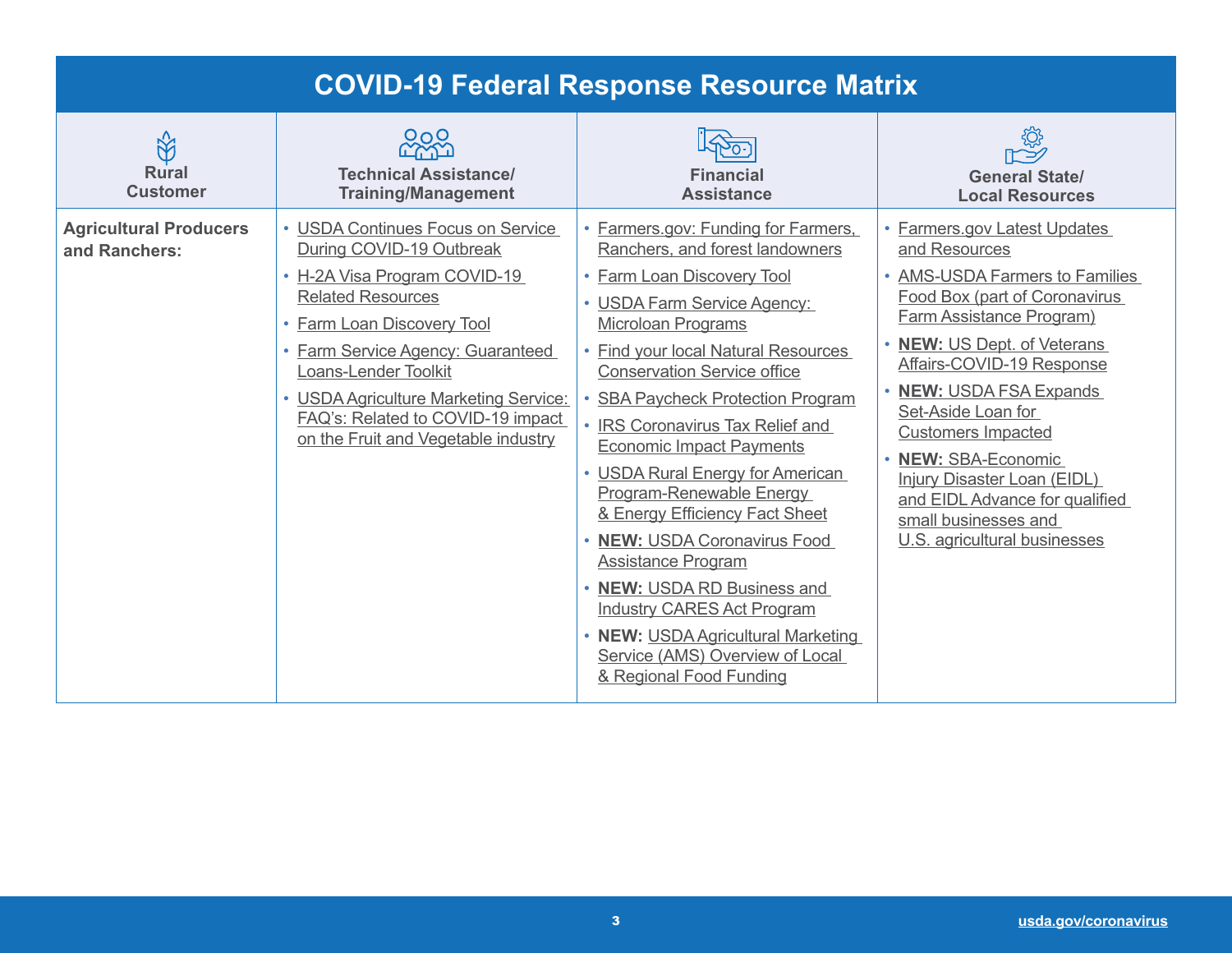# COVID-19 Federal Response Resource Matrix

| Rural Customer | Technical Assistance/ Training/Management | Financial Assistance | General State/ Local Resources |
|---|---|---|---|
| **Agricultural Producers and Ranchers:** | • USDA Continues Focus on Service During COVID-19 Outbreak<br>• H-2A Visa Program COVID-19 Related Resources<br>• Farm Loan Discovery Tool<br>• Farm Service Agency: Guaranteed Loans-Lender Toolkit<br>• USDA Agriculture Marketing Service: FAQ's: Related to COVID-19 impact on the Fruit and Vegetable industry | • Farmers.gov: Funding for Farmers, Ranchers, and forest landowners<br>• Farm Loan Discovery Tool<br>• USDA Farm Service Agency: Microloan Programs<br>• Find your local Natural Resources Conservation Service office<br>• SBA Paycheck Protection Program<br>• IRS Coronavirus Tax Relief and Economic Impact Payments<br>• USDA Rural Energy for American Program-Renewable Energy & Energy Efficiency Fact Sheet<br>• **NEW:** USDA Coronavirus Food Assistance Program<br>• **NEW:** USDA RD Business and Industry CARES Act Program<br>• **NEW:** USDA Agricultural Marketing Service (AMS) Overview of Local & Regional Food Funding | • Farmers.gov Latest Updates and Resources<br>• AMS-USDA Farmers to Families Food Box (part of Coronavirus Farm Assistance Program)<br>• **NEW:** US Dept. of Veterans Affairs-COVID-19 Response<br>• **NEW:** USDA FSA Expands Set-Aside Loan for Customers Impacted<br>• **NEW:** SBA-Economic Injury Disaster Loan (EIDL) and EIDL Advance for qualified small businesses and U.S. agricultural businesses |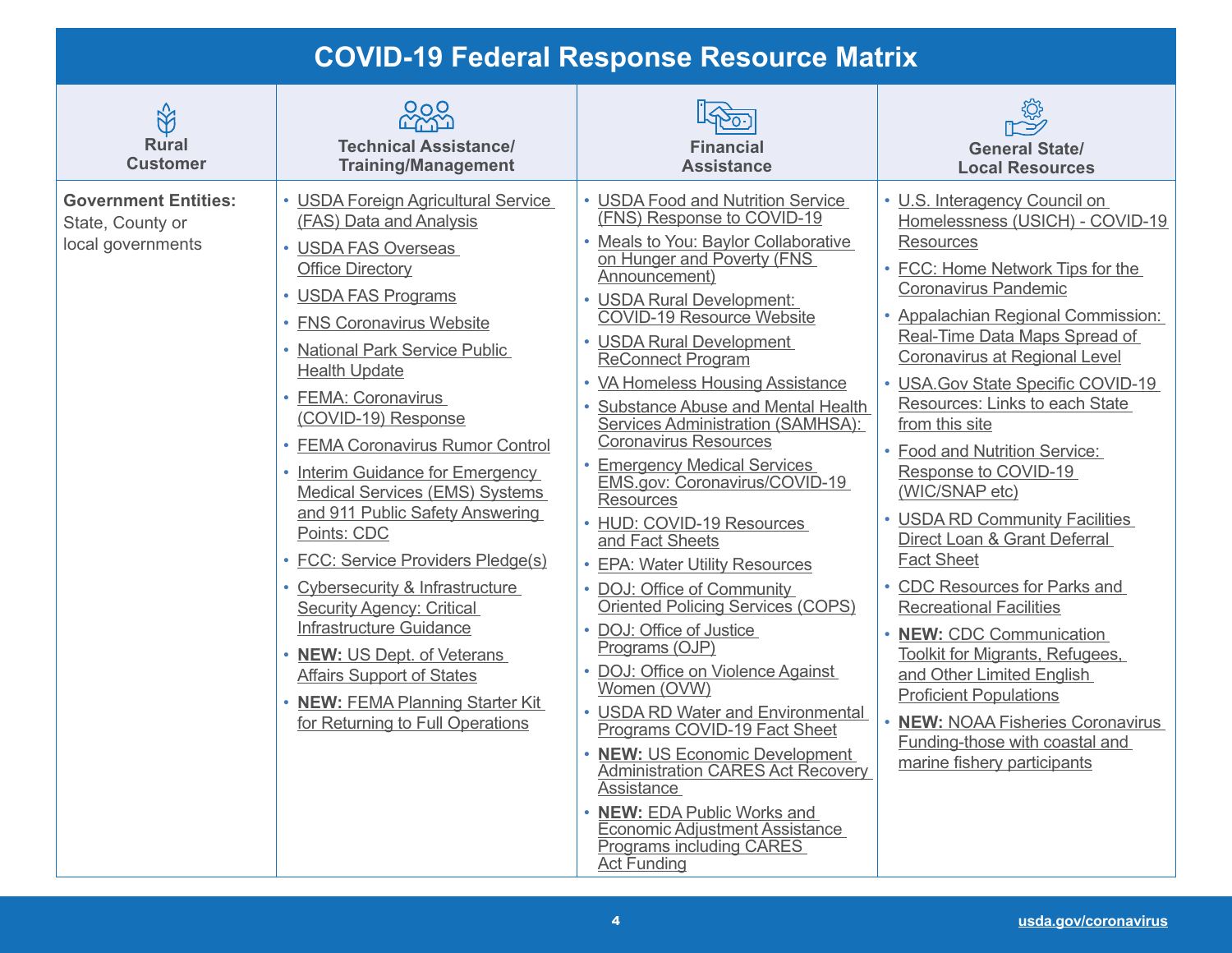# COVID-19 Federal Response Resource Matrix

| Rural Customer | Technical Assistance/ Training/Management | Financial Assistance | General State/ Local Resources |
|---|---|---|---|
| **Government Entities:** State, County or local governments | • USDA Foreign Agricultural Service (FAS) Data and Analysis<br>• USDA FAS Overseas Office Directory<br>• USDA FAS Programs<br>• FNS Coronavirus Website<br>• National Park Service Public Health Update<br>• FEMA: Coronavirus (COVID-19) Response<br>• FEMA Coronavirus Rumor Control<br>• Interim Guidance for Emergency Medical Services (EMS) Systems and 911 Public Safety Answering Points: CDC<br>• FCC: Service Providers Pledge(s)<br>• Cybersecurity & Infrastructure Security Agency: Critical Infrastructure Guidance<br>• **NEW:** US Dept. of Veterans Affairs Support of States<br>• **NEW:** FEMA Planning Starter Kit for Returning to Full Operations | • USDA Food and Nutrition Service (FNS) Response to COVID-19<br>• Meals to You: Baylor Collaborative on Hunger and Poverty (FNS Announcement)<br>• USDA Rural Development: COVID-19 Resource Website<br>• USDA Rural Development ReConnect Program<br>• VA Homeless Housing Assistance<br>• Substance Abuse and Mental Health Services Administration (SAMHSA): Coronavirus Resources<br>• Emergency Medical Services EMS.gov: Coronavirus/COVID-19 Resources<br>• HUD: COVID-19 Resources and Fact Sheets<br>• EPA: Water Utility Resources<br>• DOJ: Office of Community Oriented Policing Services (COPS)<br>• DOJ: Office of Justice Programs (OJP)<br>• DOJ: Office on Violence Against Women (OVW)<br>• USDA RD Water and Environmental Programs COVID-19 Fact Sheet<br>• **NEW:** US Economic Development Administration CARES Act Recovery Assistance<br>• **NEW:** EDA Public Works and Economic Adjustment Assistance Programs including CARES Act Funding | • U.S. Interagency Council on Homelessness (USICH) - COVID-19 Resources<br>• FCC: Home Network Tips for the Coronavirus Pandemic<br>• Appalachian Regional Commission: Real-Time Data Maps Spread of Coronavirus at Regional Level<br>• USA.Gov State Specific COVID-19 Resources: Links to each State from this site<br>• Food and Nutrition Service: Response to COVID-19 (WIC/SNAP etc)<br>• USDA RD Community Facilities Direct Loan & Grant Deferral Fact Sheet<br>• CDC Resources for Parks and Recreational Facilities<br>• **NEW:** CDC Communication Toolkit for Migrants, Refugees, and Other Limited English Proficient Populations<br>• **NEW:** NOAA Fisheries Coronavirus Funding-those with coastal and marine fishery participants |

usda.gov/coronavirus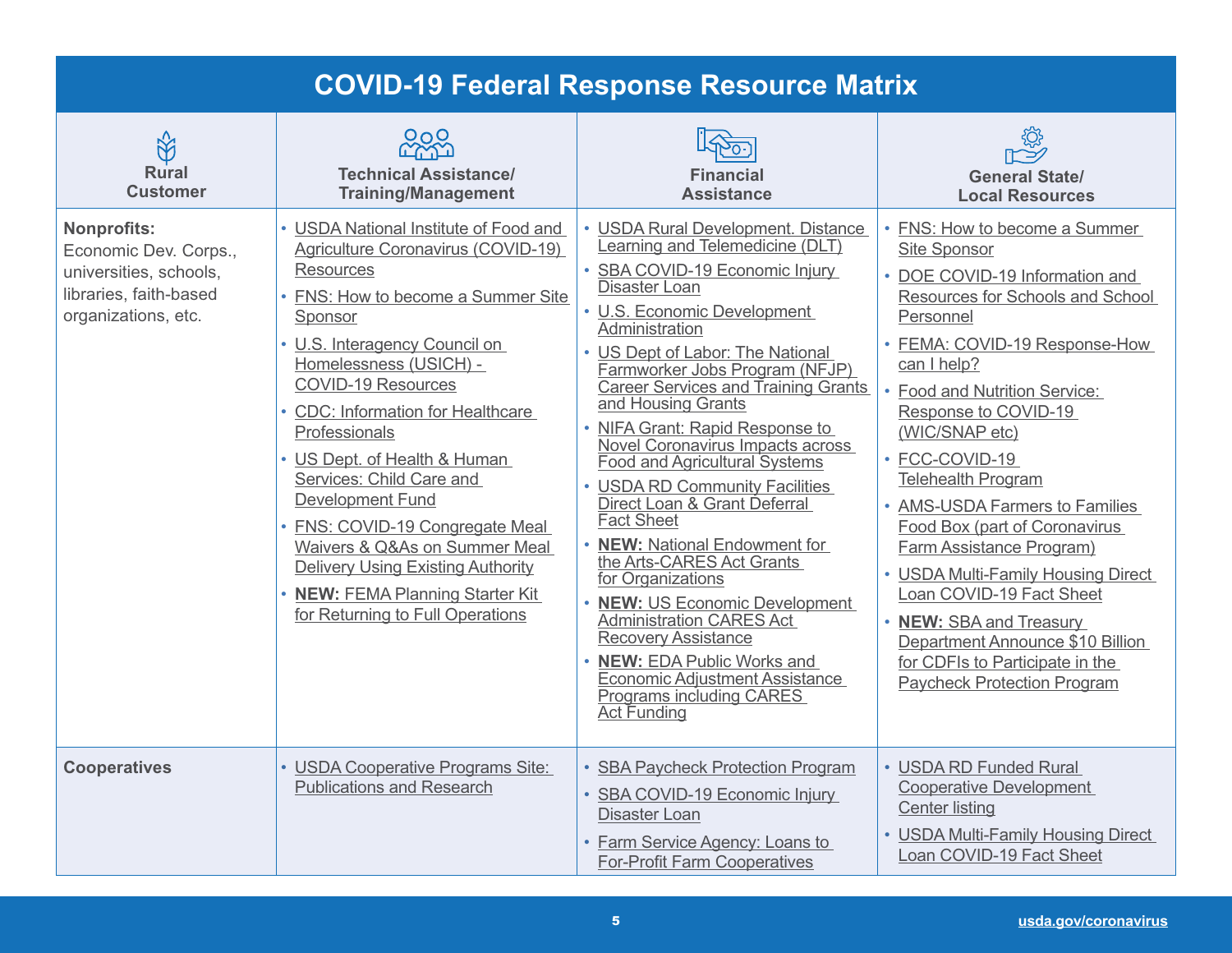# COVID-19 Federal Response Resource Matrix

| Rural Customer | Technical Assistance/ Training/Management | Financial Assistance | General State/ Local Resources |
|---|---|---|---|
| **Nonprofits:** Economic Dev. Corps., universities, schools, libraries, faith-based organizations, etc. | • USDA National Institute of Food and Agriculture Coronavirus (COVID-19) Resources<br>• FNS: How to become a Summer Site Sponsor<br>• U.S. Interagency Council on Homelessness (USICH) - COVID-19 Resources<br>• CDC: Information for Healthcare Professionals<br>• US Dept. of Health & Human Services: Child Care and Development Fund<br>• FNS: COVID-19 Congregate Meal Waivers & Q&As on Summer Meal Delivery Using Existing Authority<br>• **NEW:** FEMA Planning Starter Kit for Returning to Full Operations | • USDA Rural Development. Distance Learning and Telemedicine (DLT)<br>• SBA COVID-19 Economic Injury Disaster Loan<br>• U.S. Economic Development Administration<br>• US Dept of Labor: The National Farmworker Jobs Program (NFJP) Career Services and Training Grants and Housing Grants<br>• NIFA Grant: Rapid Response to Novel Coronavirus Impacts across Food and Agricultural Systems<br>• USDA RD Community Facilities Direct Loan & Grant Deferral Fact Sheet<br>• **NEW:** National Endowment for the Arts-CARES Act Grants for Organizations<br>• **NEW:** US Economic Development Administration CARES Act Recovery Assistance<br>• **NEW:** EDA Public Works and Economic Adjustment Assistance Programs including CARES Act Funding | • FNS: How to become a Summer Site Sponsor<br>• DOE COVID-19 Information and Resources for Schools and School Personnel<br>• FEMA: COVID-19 Response-How can I help?<br>• Food and Nutrition Service: Response to COVID-19 (WIC/SNAP etc)<br>• FCC-COVID-19 Telehealth Program<br>• AMS-USDA Farmers to Families Food Box (part of Coronavirus Farm Assistance Program)<br>• USDA Multi-Family Housing Direct Loan COVID-19 Fact Sheet<br>• **NEW:** SBA and Treasury Department Announce $10 Billion for CDFIs to Participate in the Paycheck Protection Program |
| **Cooperatives** | • USDA Cooperative Programs Site: Publications and Research | • SBA Paycheck Protection Program<br>• SBA COVID-19 Economic Injury Disaster Loan<br>• Farm Service Agency: Loans to For-Profit Farm Cooperatives | • USDA RD Funded Rural Cooperative Development Center listing<br>• USDA Multi-Family Housing Direct Loan COVID-19 Fact Sheet |

usda.gov/coronavirus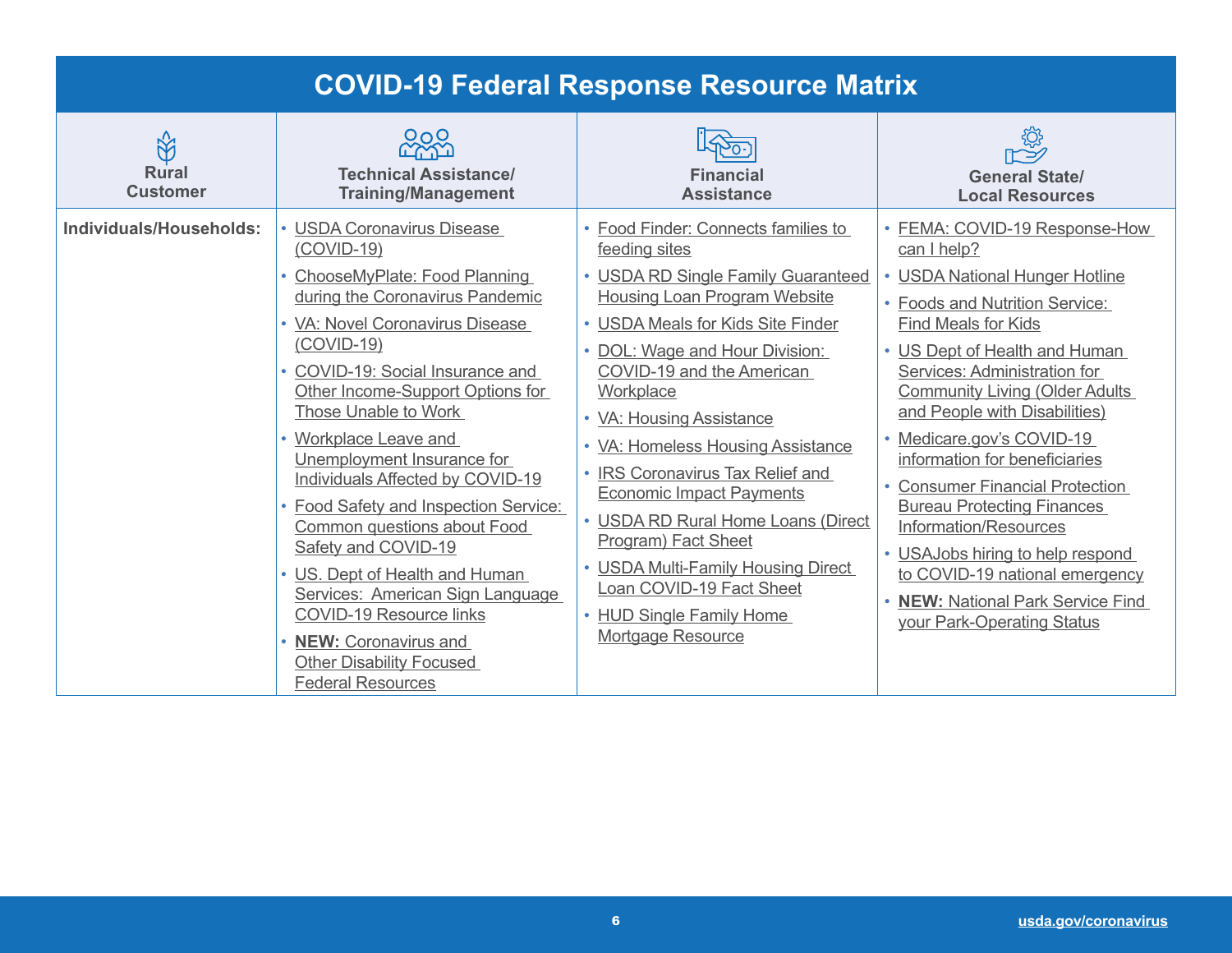# COVID-19 Federal Response Resource Matrix

| Rural Customer | Technical Assistance/ Training/Management | Financial Assistance | General State/ Local Resources |
|---|---|---|---|
| **Individuals/Households:** | • USDA Coronavirus Disease (COVID-19)<br>• ChooseMyPlate: Food Planning during the Coronavirus Pandemic<br>• VA: Novel Coronavirus Disease (COVID-19)<br>• COVID-19: Social Insurance and Other Income-Support Options for Those Unable to Work<br>• Workplace Leave and Unemployment Insurance for Individuals Affected by COVID-19<br>• Food Safety and Inspection Service: Common questions about Food Safety and COVID-19<br>• US. Dept of Health and Human Services: American Sign Language COVID-19 Resource links<br>• **NEW:** Coronavirus and Other Disability Focused Federal Resources | • Food Finder: Connects families to feeding sites<br>• USDA RD Single Family Guaranteed Housing Loan Program Website<br>• USDA Meals for Kids Site Finder<br>• DOL: Wage and Hour Division: COVID-19 and the American Workplace<br>• VA: Housing Assistance<br>• VA: Homeless Housing Assistance<br>• IRS Coronavirus Tax Relief and Economic Impact Payments<br>• USDA RD Rural Home Loans (Direct Program) Fact Sheet<br>• USDA Multi-Family Housing Direct Loan COVID-19 Fact Sheet<br>• HUD Single Family Home Mortgage Resource | • FEMA: COVID-19 Response-How can I help?<br>• USDA National Hunger Hotline<br>• Foods and Nutrition Service: Find Meals for Kids<br>• US Dept of Health and Human Services: Administration for Community Living (Older Adults and People with Disabilities)<br>• Medicare.gov's COVID-19 information for beneficiaries<br>• Consumer Financial Protection Bureau Protecting Finances Information/Resources<br>• USAJobs hiring to help respond to COVID-19 national emergency<br>• **NEW:** National Park Service Find your Park-Operating Status |

usda.gov/coronavirus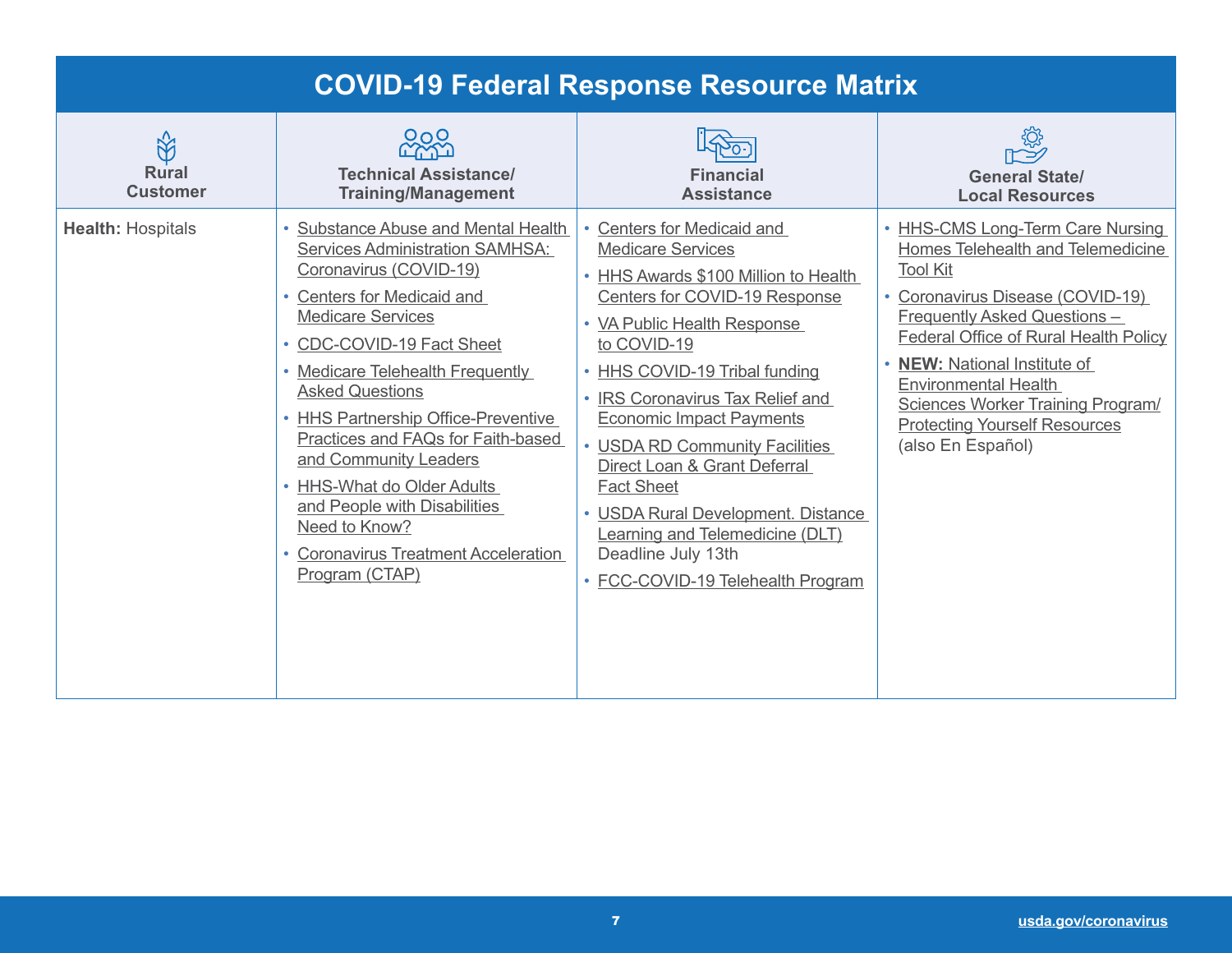# COVID-19 Federal Response Resource Matrix

| Rural Customer | Technical Assistance/ Training/Management | Financial Assistance | General State/ Local Resources |
|---|---|---|---|
| **Health:** Hospitals | • Substance Abuse and Mental Health Services Administration SAMHSA: Coronavirus (COVID-19)<br>• Centers for Medicaid and Medicare Services<br>• CDC-COVID-19 Fact Sheet<br>• Medicare Telehealth Frequently Asked Questions<br>• HHS Partnership Office-Preventive Practices and FAQs for Faith-based and Community Leaders<br>• HHS-What do Older Adults and People with Disabilities Need to Know?<br>• Coronavirus Treatment Acceleration Program (CTAP) | • Centers for Medicaid and Medicare Services<br>• HHS Awards $100 Million to Health Centers for COVID-19 Response<br>• VA Public Health Response to COVID-19<br>• HHS COVID-19 Tribal funding<br>• IRS Coronavirus Tax Relief and Economic Impact Payments<br>• USDA RD Community Facilities Direct Loan & Grant Deferral Fact Sheet<br>• USDA Rural Development. Distance Learning and Telemedicine (DLT) Deadline July 13th<br>• FCC-COVID-19 Telehealth Program | • HHS-CMS Long-Term Care Nursing Homes Telehealth and Telemedicine Tool Kit<br>• Coronavirus Disease (COVID-19) Frequently Asked Questions – Federal Office of Rural Health Policy<br>• **NEW:** National Institute of Environmental Health Sciences Worker Training Program/ Protecting Yourself Resources (also En Español) |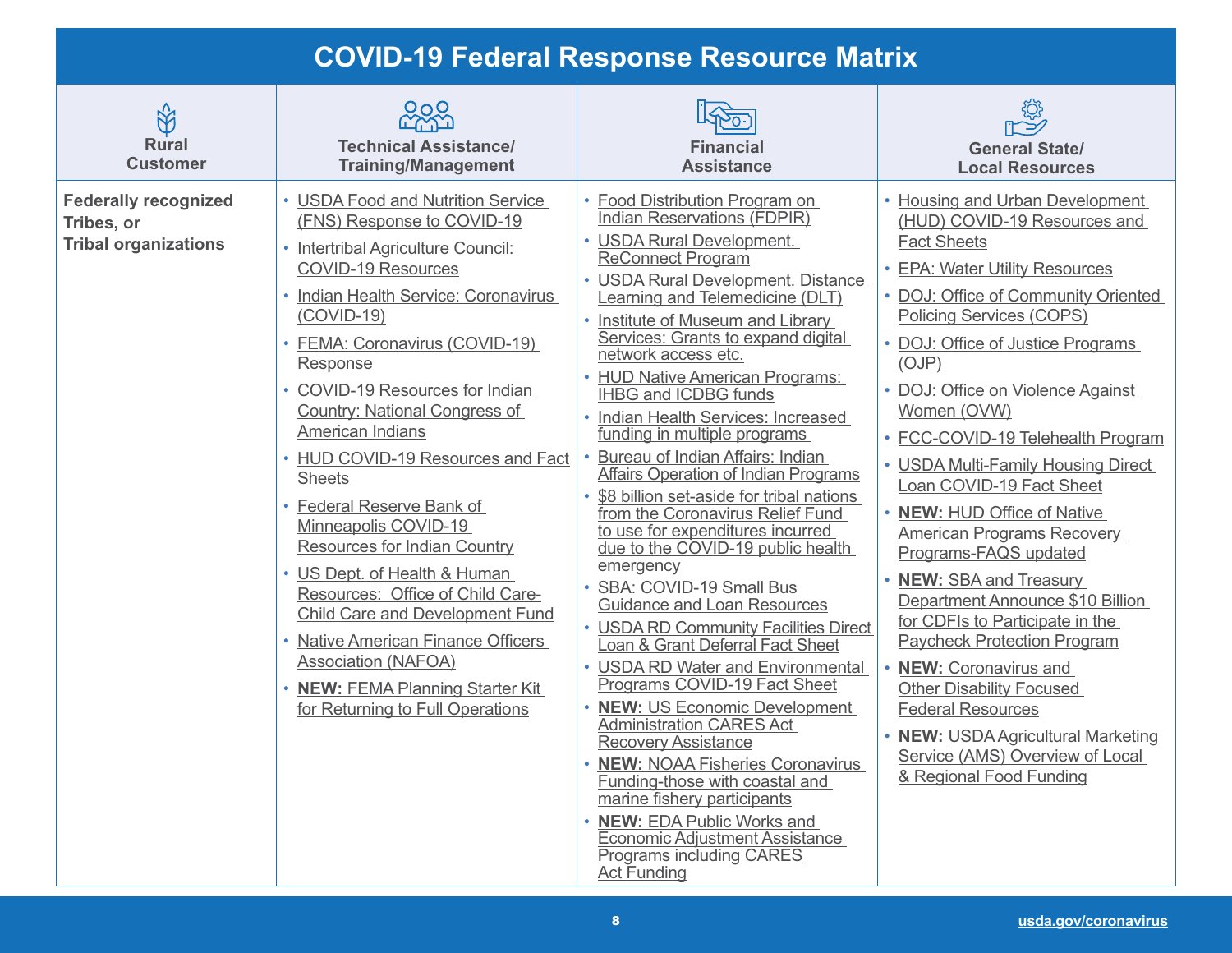# COVID-19 Federal Response Resource Matrix

| Rural Customer | Technical Assistance/ Training/Management | Financial Assistance | General State/ Local Resources |
|---|---|---|---|
| **Federally recognized Tribes, or Tribal organizations** | • USDA Food and Nutrition Service (FNS) Response to COVID-19<br>• Intertribal Agriculture Council: COVID-19 Resources<br>• Indian Health Service: Coronavirus (COVID-19)<br>• FEMA: Coronavirus (COVID-19) Response<br>• COVID-19 Resources for Indian Country: National Congress of American Indians<br>• HUD COVID-19 Resources and Fact Sheets<br>• Federal Reserve Bank of Minneapolis COVID-19 Resources for Indian Country<br>• US Dept. of Health & Human Resources: Office of Child Care-Child Care and Development Fund<br>• Native American Finance Officers Association (NAFOA)<br>• **NEW:** FEMA Planning Starter Kit for Returning to Full Operations | • Food Distribution Program on Indian Reservations (FDPIR)<br>• USDA Rural Development. ReConnect Program<br>• USDA Rural Development. Distance Learning and Telemedicine (DLT)<br>• Institute of Museum and Library Services: Grants to expand digital network access etc.<br>• HUD Native American Programs: IHBG and ICDBG funds<br>• Indian Health Services: Increased funding in multiple programs<br>• Bureau of Indian Affairs: Indian Affairs Operation of Indian Programs<br>• $8 billion set-aside for tribal nations from the Coronavirus Relief Fund to use for expenditures incurred due to the COVID-19 public health emergency<br>• SBA: COVID-19 Small Bus Guidance and Loan Resources<br>• USDA RD Community Facilities Direct Loan & Grant Deferral Fact Sheet<br>• USDA RD Water and Environmental Programs COVID-19 Fact Sheet<br>• **NEW:** US Economic Development Administration CARES Act Recovery Assistance<br>• **NEW:** NOAA Fisheries Coronavirus Funding-those with coastal and marine fishery participants<br>• **NEW:** EDA Public Works and Economic Adjustment Assistance Programs including CARES Act Funding | • Housing and Urban Development (HUD) COVID-19 Resources and Fact Sheets<br>• EPA: Water Utility Resources<br>• DOJ: Office of Community Oriented Policing Services (COPS)<br>• DOJ: Office of Justice Programs (OJP)<br>• DOJ: Office on Violence Against Women (OVW)<br>• FCC-COVID-19 Telehealth Program<br>• USDA Multi-Family Housing Direct Loan COVID-19 Fact Sheet<br>• **NEW:** HUD Office of Native American Programs Recovery Programs-FAQS updated<br>• **NEW:** SBA and Treasury Department Announce $10 Billion for CDFIs to Participate in the Paycheck Protection Program<br>• **NEW:** Coronavirus and Other Disability Focused Federal Resources<br>• **NEW:** USDA Agricultural Marketing Service (AMS) Overview of Local & Regional Food Funding |

usda.gov/coronavirus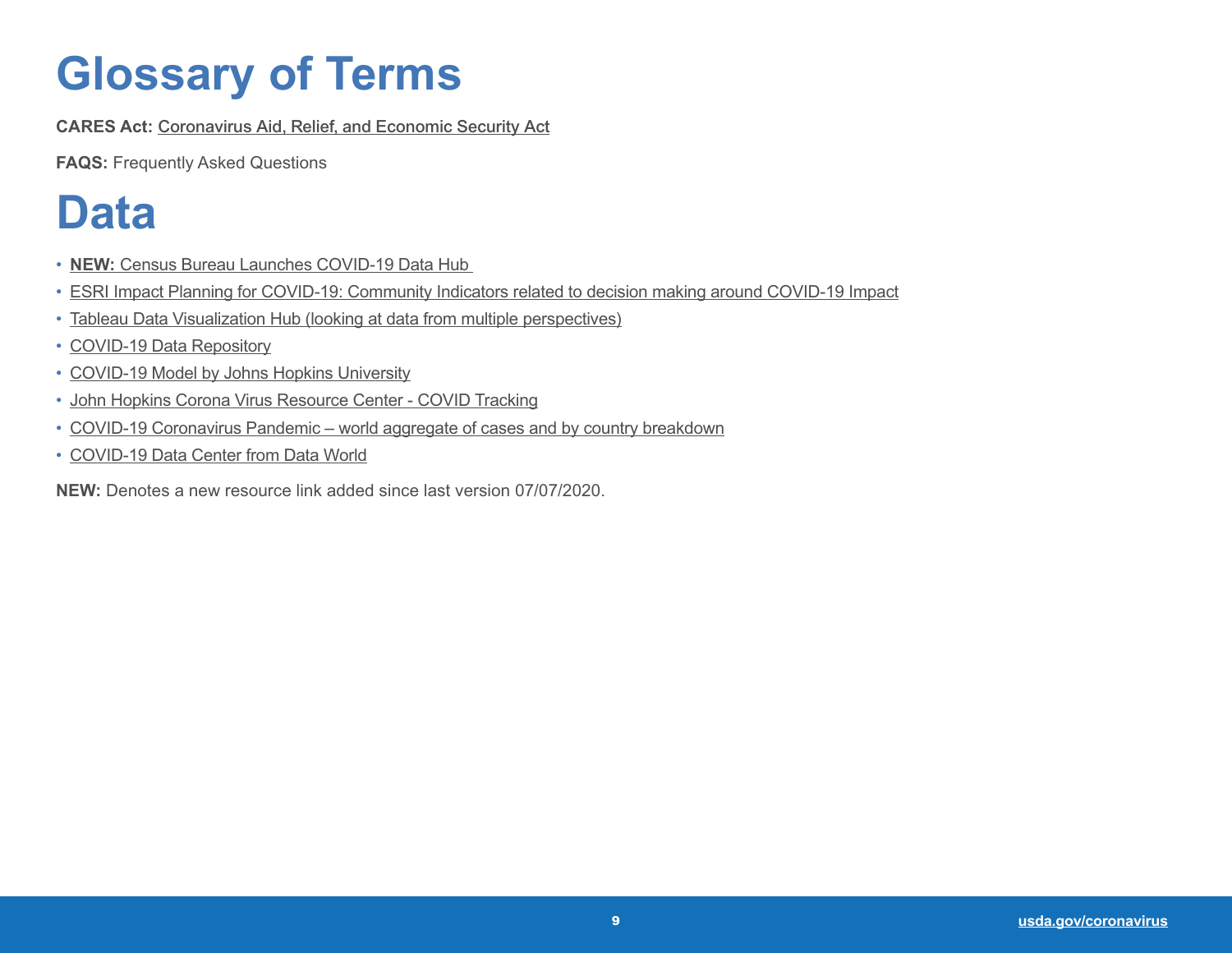# Glossary of Terms

**CARES Act:** Coronavirus Aid, Relief, and Economic Security Act

**FAQS:** Frequently Asked Questions

# Data

- **NEW:** Census Bureau Launches COVID-19 Data Hub
- ESRI Impact Planning for COVID-19: Community Indicators related to decision making around COVID-19 Impact
- Tableau Data Visualization Hub (looking at data from multiple perspectives)
- COVID-19 Data Repository
- COVID-19 Model by Johns Hopkins University
- John Hopkins Corona Virus Resource Center - COVID Tracking
- COVID-19 Coronavirus Pandemic – world aggregate of cases and by country breakdown
- COVID-19 Data Center from Data World

**NEW:** Denotes a new resource link added since last version 07/07/2020.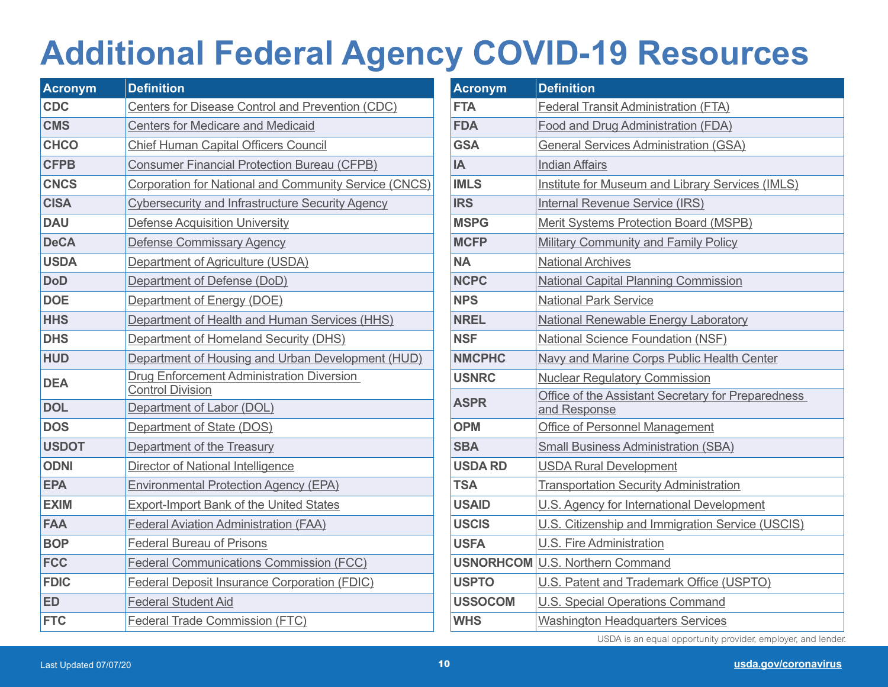# Additional Federal Agency COVID-19 Resources

| Acronym | Definition |
|---|---|
| CDC | Centers for Disease Control and Prevention (CDC) |
| CMS | Centers for Medicare and Medicaid |
| CHCO | Chief Human Capital Officers Council |
| CFPB | Consumer Financial Protection Bureau (CFPB) |
| CNCS | Corporation for National and Community Service (CNCS) |
| CISA | Cybersecurity and Infrastructure Security Agency |
| DAU | Defense Acquisition University |
| DeCA | Defense Commissary Agency |
| USDA | Department of Agriculture (USDA) |
| DoD | Department of Defense (DoD) |
| DOE | Department of Energy (DOE) |
| HHS | Department of Health and Human Services (HHS) |
| DHS | Department of Homeland Security (DHS) |
| HUD | Department of Housing and Urban Development (HUD) |
| DEA | Drug Enforcement Administration Diversion Control Division |
| DOL | Department of Labor (DOL) |
| DOS | Department of State (DOS) |
| USDOT | Department of the Treasury |
| ODNI | Director of National Intelligence |
| EPA | Environmental Protection Agency (EPA) |
| EXIM | Export-Import Bank of the United States |
| FAA | Federal Aviation Administration (FAA) |
| BOP | Federal Bureau of Prisons |
| FCC | Federal Communications Commission (FCC) |
| FDIC | Federal Deposit Insurance Corporation (FDIC) |
| ED | Federal Student Aid |
| FTC | Federal Trade Commission (FTC) |
| FTA | Federal Transit Administration (FTA) |
| FDA | Food and Drug Administration (FDA) |
| GSA | General Services Administration (GSA) |
| IA | Indian Affairs |
| IMLS | Institute for Museum and Library Services (IMLS) |
| IRS | Internal Revenue Service (IRS) |
| MSPG | Merit Systems Protection Board (MSPB) |
| MCFP | Military Community and Family Policy |
| NA | National Archives |
| NCPC | National Capital Planning Commission |
| NPS | National Park Service |
| NREL | National Renewable Energy Laboratory |
| NSF | National Science Foundation (NSF) |
| NMCPHC | Navy and Marine Corps Public Health Center |
| USNRC | Nuclear Regulatory Commission |
| ASPR | Office of the Assistant Secretary for Preparedness and Response |
| OPM | Office of Personnel Management |
| SBA | Small Business Administration (SBA) |
| USDA RD | USDA Rural Development |
| TSA | Transportation Security Administration |
| USAID | U.S. Agency for International Development |
| USCIS | U.S. Citizenship and Immigration Service (USCIS) |
| USFA | U.S. Fire Administration |
| USNORHCOM | U.S. Northern Command |
| USPTO | U.S. Patent and Trademark Office (USPTO) |
| USSOCOM | U.S. Special Operations Command |
| WHS | Washington Headquarters Services |

USDA is an equal opportunity provider, employer, and lender.

Last Updated 07/07/20

usda.gov/coronavirus